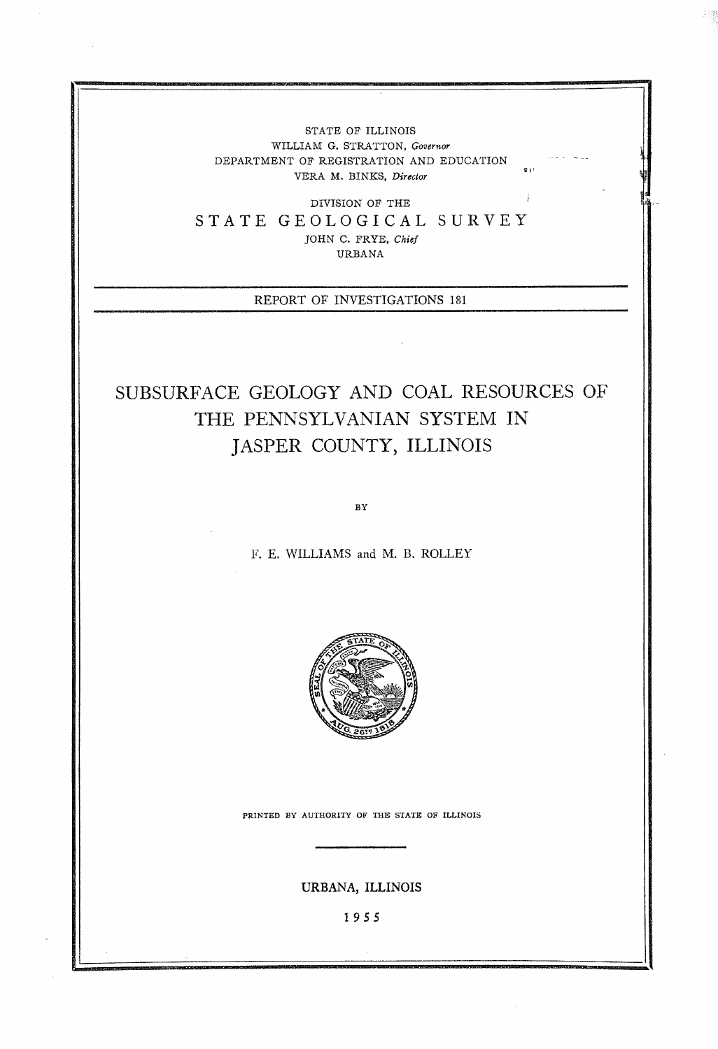STATE OF ILLINOIS
WILLIAM G. STRATTON, *Governor*
DEPARTMENT OF REGISTRATION AND EDUCATION
VERA M. BINKS, *Director*

DIVISION OF THE
STATE GEOLOGICAL SURVEY
JOHN C. FRYE, *Chief*
URBANA

REPORT OF INVESTIGATIONS 181

# SUBSURFACE GEOLOGY AND COAL RESOURCES OF THE PENNSYLVANIAN SYSTEM IN JASPER COUNTY, ILLINOIS

BY

F. E. WILLIAMS and M. B. ROLLEY

PRINTED BY AUTHORITY OF THE STATE OF ILLINOIS

URBANA, ILLINOIS

1955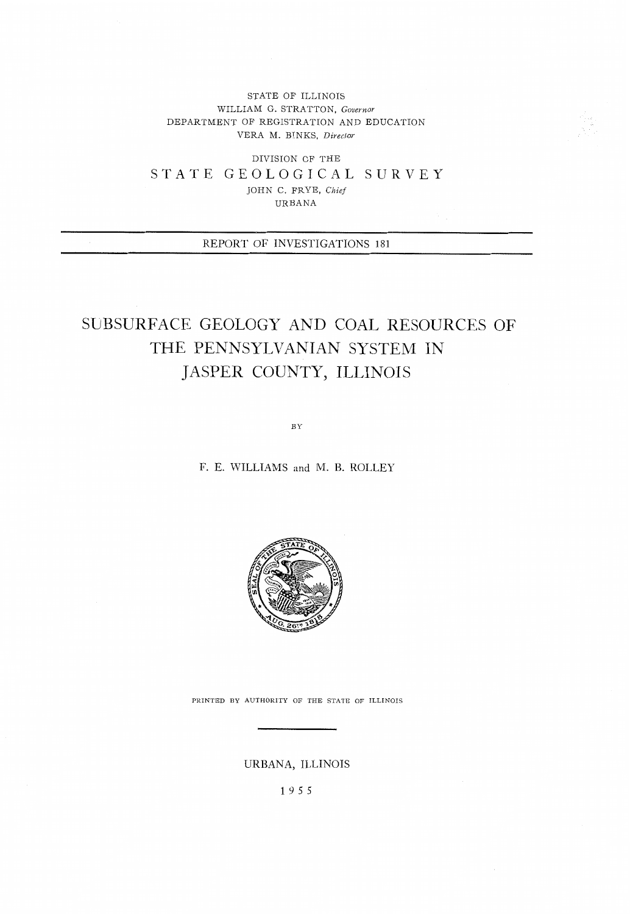STATE OF ILLINOIS
WILLIAM G. STRATTON, *Governor*
DEPARTMENT OF REGISTRATION AND EDUCATION
VERA M. BINKS, *Director*

DIVISION OF THE

## STATE GEOLOGICAL SURVEY

JOHN C. FRYE, *Chief*
URBANA

REPORT OF INVESTIGATIONS 181

# SUBSURFACE GEOLOGY AND COAL RESOURCES OF THE PENNSYLVANIAN SYSTEM IN JASPER COUNTY, ILLINOIS

BY

F. E. WILLIAMS and M. B. ROLLEY

PRINTED BY AUTHORITY OF THE STATE OF ILLINOIS

URBANA, ILLINOIS

1955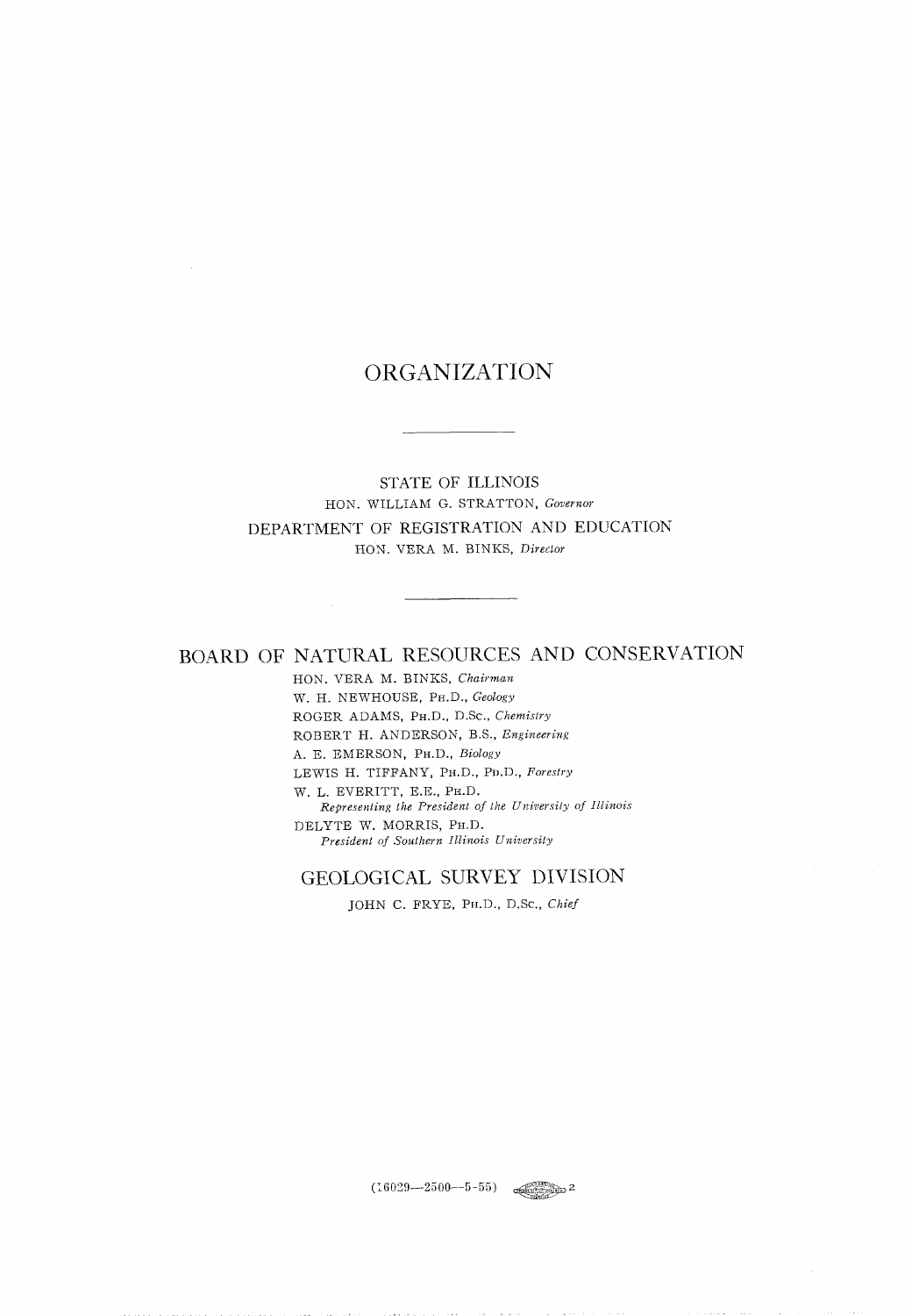# ORGANIZATION

---

STATE OF ILLINOIS

HON. WILLIAM G. STRATTON, *Governor*

DEPARTMENT OF REGISTRATION AND EDUCATION

HON. VERA M. BINKS, *Director*

---

## BOARD OF NATURAL RESOURCES AND CONSERVATION

HON. VERA M. BINKS, *Chairman*

W. H. NEWHOUSE, PH.D., *Geology*

ROGER ADAMS, PH.D., D.SC., *Chemistry*

ROBERT H. ANDERSON, B.S., *Engineering*

A. E. EMERSON, PH.D., *Biology*

LEWIS H. TIFFANY, PH.D., PD.D., *Forestry*

W. L. EVERITT, E.E., PH.D.
*Representing the President of the University of Illinois*

DELYTE W. MORRIS, PH.D.
*President of Southern Illinois University*

## GEOLOGICAL SURVEY DIVISION

JOHN C. FRYE, PH.D., D.SC., *Chief*

(16029—2500—5-55)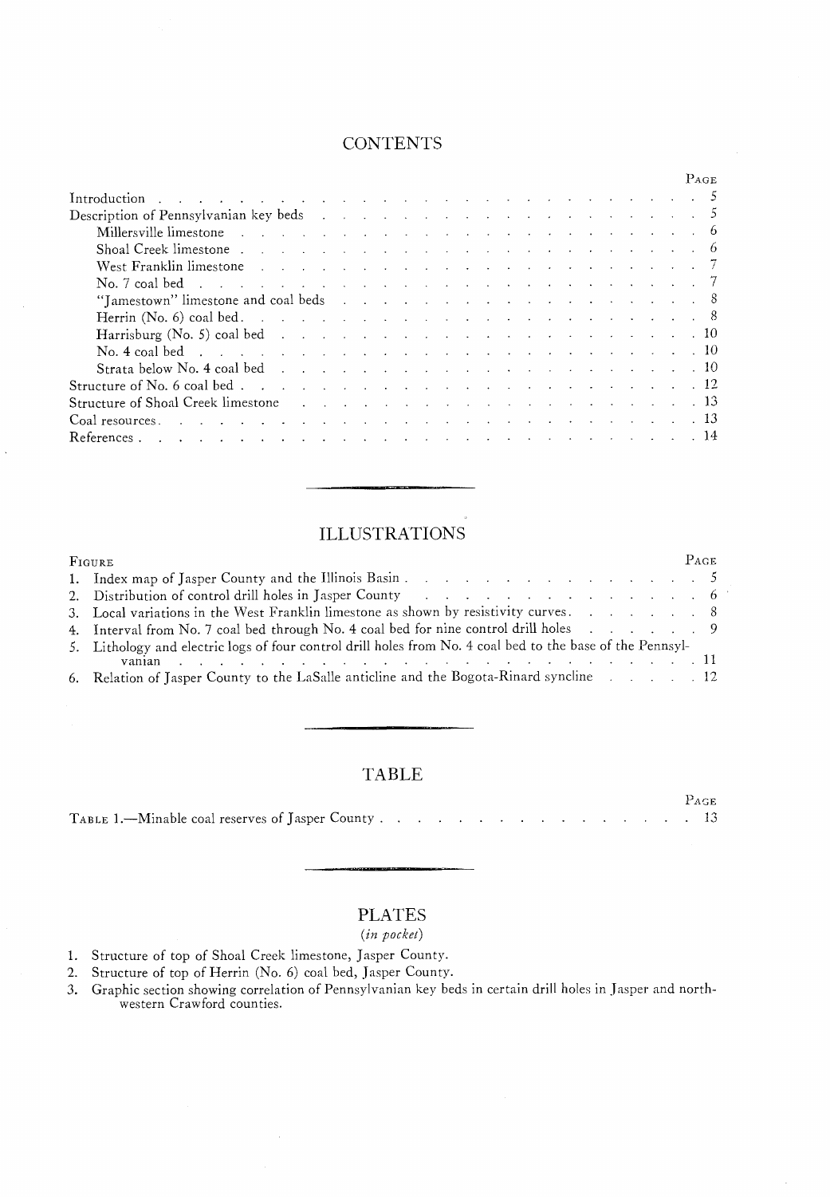## CONTENTS

| | Page |
|---|---|
| Introduction | 5 |
| Description of Pennsylvanian key beds | 5 |
| Millersville limestone | 6 |
| Shoal Creek limestone | 6 |
| West Franklin limestone | 7 |
| No. 7 coal bed | 7 |
| "Jamestown" limestone and coal beds | 8 |
| Herrin (No. 6) coal bed | 8 |
| Harrisburg (No. 5) coal bed | 10 |
| No. 4 coal bed | 10 |
| Strata below No. 4 coal bed | 10 |
| Structure of No. 6 coal bed | 12 |
| Structure of Shoal Creek limestone | 13 |
| Coal resources | 13 |
| References | 14 |

## ILLUSTRATIONS

| Figure | Page |
|---|---|
| 1. Index map of Jasper County and the Illinois Basin | 5 |
| 2. Distribution of control drill holes in Jasper County | 6 |
| 3. Local variations in the West Franklin limestone as shown by resistivity curves | 8 |
| 4. Interval from No. 7 coal bed through No. 4 coal bed for nine control drill holes | 9 |
| 5. Lithology and electric logs of four control drill holes from No. 4 coal bed to the base of the Pennsylvanian | 11 |
| 6. Relation of Jasper County to the LaSalle anticline and the Bogota-Rinard syncline | 12 |

## TABLE

| | Page |
|---|---|
| Table 1.—Minable coal reserves of Jasper County | 13 |

## PLATES

*(in pocket)*

1. Structure of top of Shoal Creek limestone, Jasper County.
2. Structure of top of Herrin (No. 6) coal bed, Jasper County.
3. Graphic section showing correlation of Pennsylvanian key beds in certain drill holes in Jasper and northwestern Crawford counties.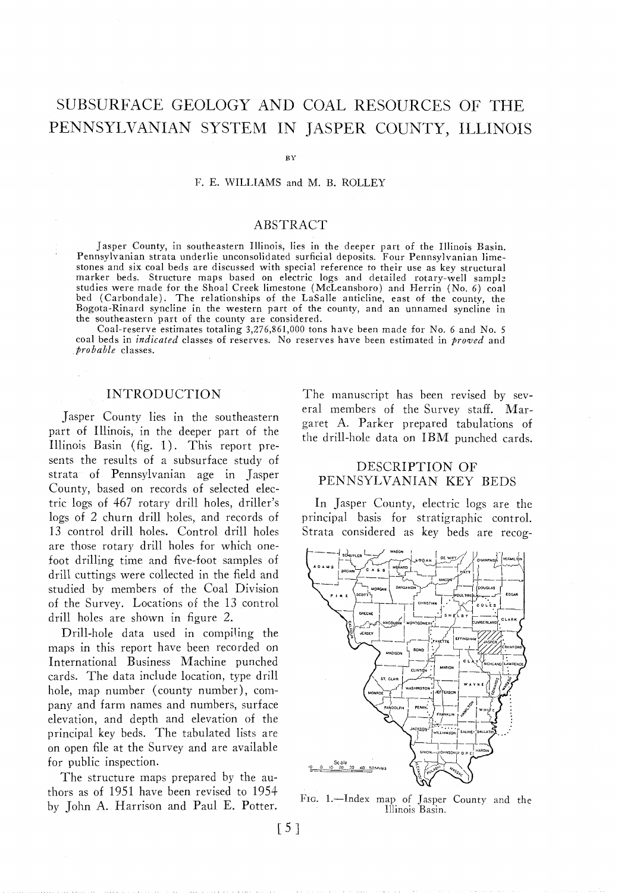# SUBSURFACE GEOLOGY AND COAL RESOURCES OF THE PENNSYLVANIAN SYSTEM IN JASPER COUNTY, ILLINOIS

BY

F. E. WILLIAMS and M. B. ROLLEY

## ABSTRACT

Jasper County, in southeastern Illinois, lies in the deeper part of the Illinois Basin. Pennsylvanian strata underlie unconsolidated surficial deposits. Four Pennsylvanian limestones and six coal beds are discussed with special reference to their use as key structural marker beds. Structure maps based on electric logs and detailed rotary-well sample studies were made for the Shoal Creek limestone (McLeansboro) and Herrin (No. 6) coal bed (Carbondale). The relationships of the LaSalle anticline, east of the county, the Bogota-Rinard syncline in the western part of the county, and an unnamed syncline in the southeastern part of the county are considered.

Coal-reserve estimates totaling 3,276,861,000 tons have been made for No. 6 and No. 5 coal beds in *indicated* classes of reserves. No reserves have been estimated in *proved* and *probable* classes.

## INTRODUCTION

Jasper County lies in the southeastern part of Illinois, in the deeper part of the Illinois Basin (fig. 1). This report presents the results of a subsurface study of strata of Pennsylvanian age in Jasper County, based on records of selected electric logs of 467 rotary drill holes, driller's logs of 2 churn drill holes, and records of 13 control drill holes. Control drill holes are those rotary drill holes for which one-foot drilling time and five-foot samples of drill cuttings were collected in the field and studied by members of the Coal Division of the Survey. Locations of the 13 control drill holes are shown in figure 2.

Drill-hole data used in compiling the maps in this report have been recorded on International Business Machine punched cards. The data include location, type drill hole, map number (county number), company and farm names and numbers, surface elevation, and depth and elevation of the principal key beds. The tabulated lists are on open file at the Survey and are available for public inspection.

The structure maps prepared by the authors as of 1951 have been revised to 1954 by John A. Harrison and Paul E. Potter. The manuscript has been revised by several members of the Survey staff. Margaret A. Parker prepared tabulations of the drill-hole data on IBM punched cards.

## DESCRIPTION OF PENNSYLVANIAN KEY BEDS

In Jasper County, electric logs are the principal basis for stratigraphic control. Strata considered as key beds are recog-

FIG. 1.—Index map of Jasper County and the Illinois Basin.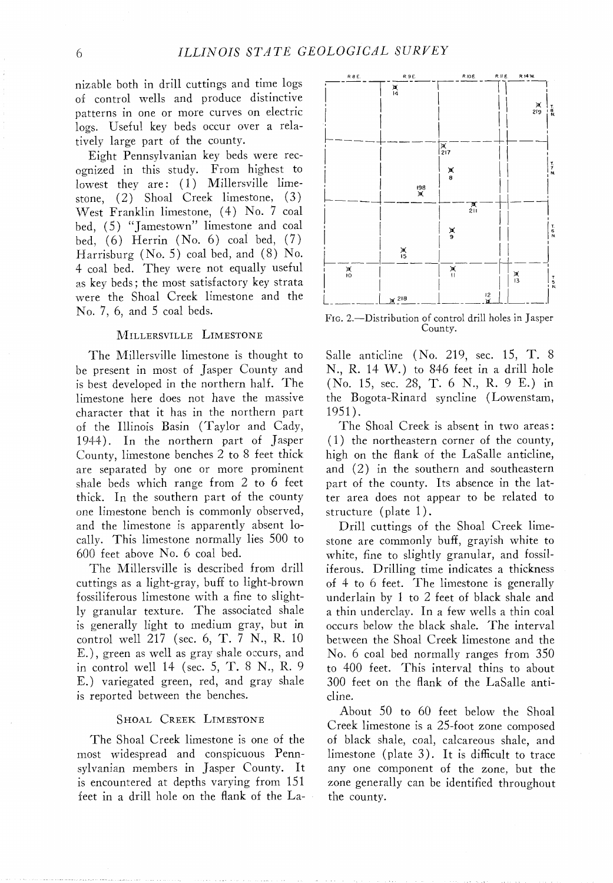nizable both in drill cuttings and time logs of control wells and produce distinctive patterns in one or more curves on electric logs. Useful key beds occur over a relatively large part of the county.

Eight Pennsylvanian key beds were recognized in this study. From highest to lowest they are: (1) Millersville limestone, (2) Shoal Creek limestone, (3) West Franklin limestone, (4) No. 7 coal bed, (5) "Jamestown" limestone and coal bed, (6) Herrin (No. 6) coal bed, (7) Harrisburg (No. 5) coal bed, and (8) No. 4 coal bed. They were not equally useful as key beds; the most satisfactory key strata were the Shoal Creek limestone and the No. 7, 6, and 5 coal beds.

### Millersville Limestone

The Millersville limestone is thought to be present in most of Jasper County and is best developed in the northern half. The limestone here does not have the massive character that it has in the northern part of the Illinois Basin (Taylor and Cady, 1944). In the northern part of Jasper County, limestone benches 2 to 8 feet thick are separated by one or more prominent shale beds which range from 2 to 6 feet thick. In the southern part of the county one limestone bench is commonly observed, and the limestone is apparently absent locally. This limestone normally lies 500 to 600 feet above No. 6 coal bed.

The Millersville is described from drill cuttings as a light-gray, buff to light-brown fossiliferous limestone with a fine to slightly granular texture. The associated shale is generally light to medium gray, but in control well 217 (sec. 6, T. 7 N., R. 10 E.), green as well as gray shale occurs, and in control well 14 (sec. 5, T. 8 N., R. 9 E.) variegated green, red, and gray shale is reported between the benches.

### Shoal Creek Limestone

The Shoal Creek limestone is one of the most widespread and conspicuous Pennsylvanian members in Jasper County. It is encountered at depths varying from 151 feet in a drill hole on the flank of the LaSalle anticline (No. 219, sec. 15, T. 8 N., R. 14 W.) to 846 feet in a drill hole (No. 15, sec. 28, T. 6 N., R. 9 E.) in the Bogota-Rinard syncline (Lowenstam, 1951).

Fig. 2.—Distribution of control drill holes in Jasper County.

The Shoal Creek is absent in two areas: (1) the northeastern corner of the county, high on the flank of the LaSalle anticline, and (2) in the southern and southeastern part of the county. Its absence in the latter area does not appear to be related to structure (plate 1).

Drill cuttings of the Shoal Creek limestone are commonly buff, grayish white to white, fine to slightly granular, and fossiliferous. Drilling time indicates a thickness of 4 to 6 feet. The limestone is generally underlain by 1 to 2 feet of black shale and a thin underclay. In a few wells a thin coal occurs below the black shale. The interval between the Shoal Creek limestone and the No. 6 coal bed normally ranges from 350 to 400 feet. This interval thins to about 300 feet on the flank of the LaSalle anticline.

About 50 to 60 feet below the Shoal Creek limestone is a 25-foot zone composed of black shale, coal, calcareous shale, and limestone (plate 3). It is difficult to trace any one component of the zone, but the zone generally can be identified throughout the county.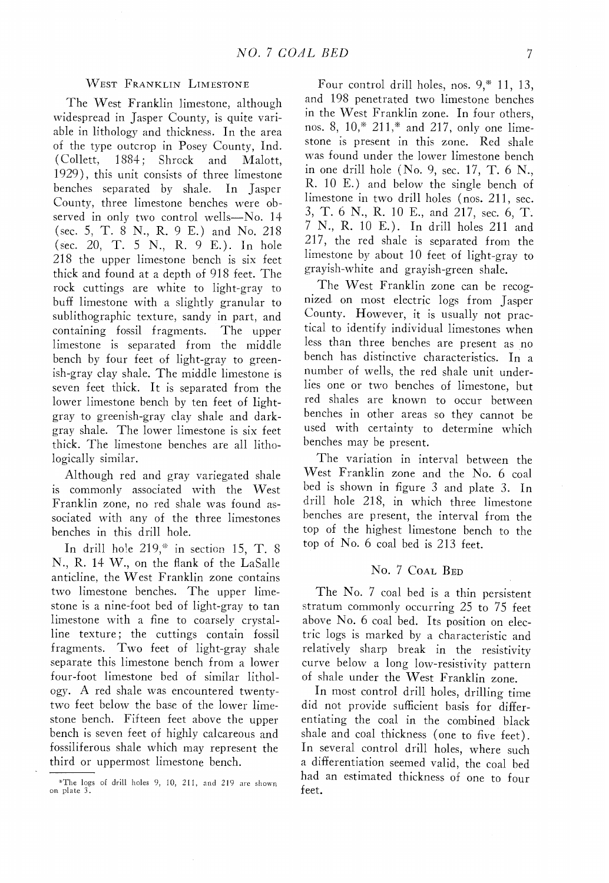## West Franklin Limestone

The West Franklin limestone, although widespread in Jasper County, is quite variable in lithology and thickness. In the area of the type outcrop in Posey County, Ind. (Collett, 1884; Shrock and Malott, 1929), this unit consists of three limestone benches separated by shale. In Jasper County, three limestone benches were observed in only two control wells—No. 14 (sec. 5, T. 8 N., R. 9 E.) and No. 218 (sec. 20, T. 5 N., R. 9 E.). In hole 218 the upper limestone bench is six feet thick and found at a depth of 918 feet. The rock cuttings are white to light-gray to buff limestone with a slightly granular to sublithographic texture, sandy in part, and containing fossil fragments. The upper limestone is separated from the middle bench by four feet of light-gray to greenish-gray clay shale. The middle limestone is seven feet thick. It is separated from the lower limestone bench by ten feet of light-gray to greenish-gray clay shale and dark-gray shale. The lower limestone is six feet thick. The limestone benches are all lithologically similar.

Although red and gray variegated shale is commonly associated with the West Franklin zone, no red shale was found associated with any of the three limestones benches in this drill hole.

In drill hole 219,* in section 15, T. 8 N., R. 14 W., on the flank of the LaSalle anticline, the West Franklin zone contains two limestone benches. The upper limestone is a nine-foot bed of light-gray to tan limestone with a fine to coarsely crystalline texture; the cuttings contain fossil fragments. Two feet of light-gray shale separate this limestone bench from a lower four-foot limestone bed of similar lithology. A red shale was encountered twenty-two feet below the base of the lower limestone bench. Fifteen feet above the upper bench is seven feet of highly calcareous and fossiliferous shale which may represent the third or uppermost limestone bench.

*The logs of drill holes 9, 10, 211, and 219 are shown on plate 3.

Four control drill holes, nos. 9,* 11, 13, and 198 penetrated two limestone benches in the West Franklin zone. In four others, nos. 8, 10,* 211,* and 217, only one limestone is present in this zone. Red shale was found under the lower limestone bench in one drill hole (No. 9, sec. 17, T. 6 N., R. 10 E.) and below the single bench of limestone in two drill holes (nos. 211, sec. 3, T. 6 N., R. 10 E., and 217, sec. 6, T. 7 N., R. 10 E.). In drill holes 211 and 217, the red shale is separated from the limestone by about 10 feet of light-gray to grayish-white and grayish-green shale.

The West Franklin zone can be recognized on most electric logs from Jasper County. However, it is usually not practical to identify individual limestones when less than three benches are present as no bench has distinctive characteristics. In a number of wells, the red shale unit underlies one or two benches of limestone, but red shales are known to occur between benches in other areas so they cannot be used with certainty to determine which benches may be present.

The variation in interval between the West Franklin zone and the No. 6 coal bed is shown in figure 3 and plate 3. In drill hole 218, in which three limestone benches are present, the interval from the top of the highest limestone bench to the top of No. 6 coal bed is 213 feet.

## No. 7 Coal Bed

The No. 7 coal bed is a thin persistent stratum commonly occurring 25 to 75 feet above No. 6 coal bed. Its position on electric logs is marked by a characteristic and relatively sharp break in the resistivity curve below a long low-resistivity pattern of shale under the West Franklin zone.

In most control drill holes, drilling time did not provide sufficient basis for differentiating the coal in the combined black shale and coal thickness (one to five feet). In several control drill holes, where such a differentiation seemed valid, the coal bed had an estimated thickness of one to four feet.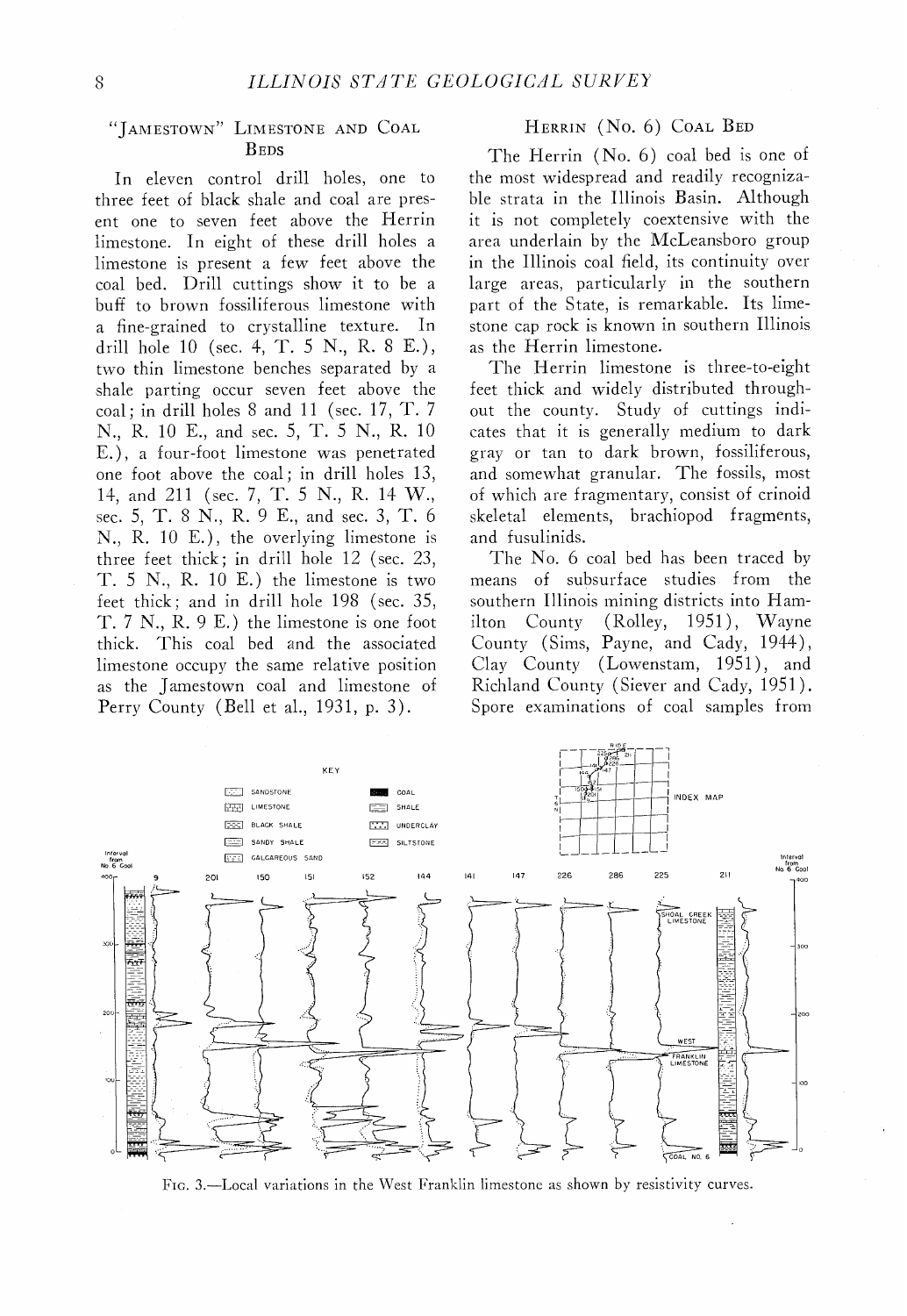### "Jamestown" Limestone and Coal Beds

In eleven control drill holes, one to three feet of black shale and coal are present one to seven feet above the Herrin limestone. In eight of these drill holes a limestone is present a few feet above the coal bed. Drill cuttings show it to be a buff to brown fossiliferous limestone with a fine-grained to crystalline texture. In drill hole 10 (sec. 4, T. 5 N., R. 8 E.), two thin limestone benches separated by a shale parting occur seven feet above the coal; in drill holes 8 and 11 (sec. 17, T. 7 N., R. 10 E., and sec. 5, T. 5 N., R. 10 E.), a four-foot limestone was penetrated one foot above the coal; in drill holes 13, 14, and 211 (sec. 7, T. 5 N., R. 14 W., sec. 5, T. 8 N., R. 9 E., and sec. 3, T. 6 N., R. 10 E.), the overlying limestone is three feet thick; in drill hole 12 (sec. 23, T. 5 N., R. 10 E.) the limestone is two feet thick; and in drill hole 198 (sec. 35, T. 7 N., R. 9 E.) the limestone is one foot thick. This coal bed and the associated limestone occupy the same relative position as the Jamestown coal and limestone of Perry County (Bell et al., 1931, p. 3).

### Herrin (No. 6) Coal Bed

The Herrin (No. 6) coal bed is one of the most widespread and readily recognizable strata in the Illinois Basin. Although it is not completely coextensive with the area underlain by the McLeansboro group in the Illinois coal field, its continuity over large areas, particularly in the southern part of the State, is remarkable. Its limestone cap rock is known in southern Illinois as the Herrin limestone.

The Herrin limestone is three-to-eight feet thick and widely distributed throughout the county. Study of cuttings indicates that it is generally medium to dark gray or tan to dark brown, fossiliferous, and somewhat granular. The fossils, most of which are fragmentary, consist of crinoid skeletal elements, brachiopod fragments, and fusulinids.

The No. 6 coal bed has been traced by means of subsurface studies from the southern Illinois mining districts into Hamilton County (Rolley, 1951), Wayne County (Sims, Payne, and Cady, 1944), Clay County (Lowenstam, 1951), and Richland County (Siever and Cady, 1951). Spore examinations of coal samples from

Fig. 3.—Local variations in the West Franklin limestone as shown by resistivity curves.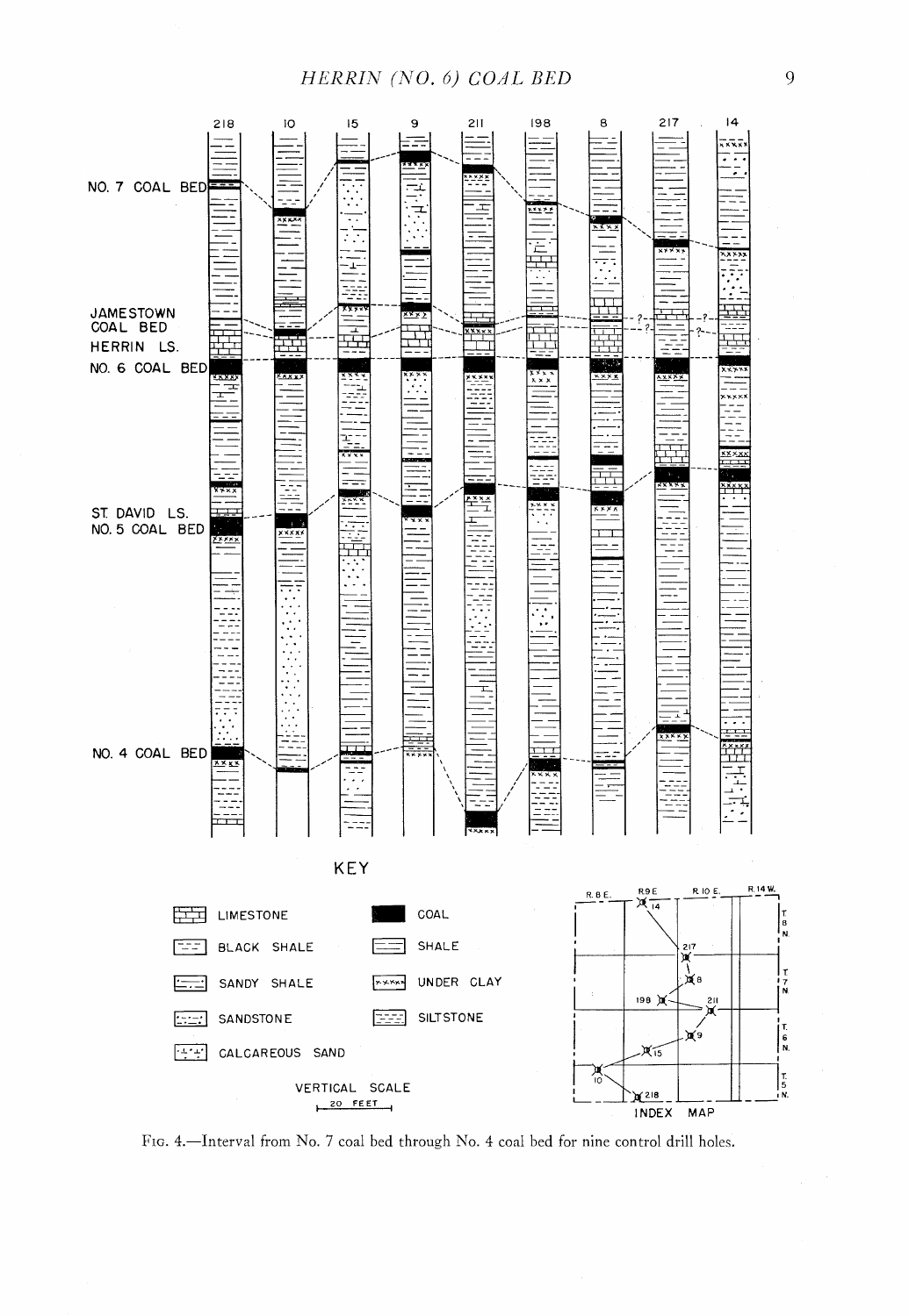Fig. 4.—Interval from No. 7 coal bed through No. 4 coal bed for nine control drill holes.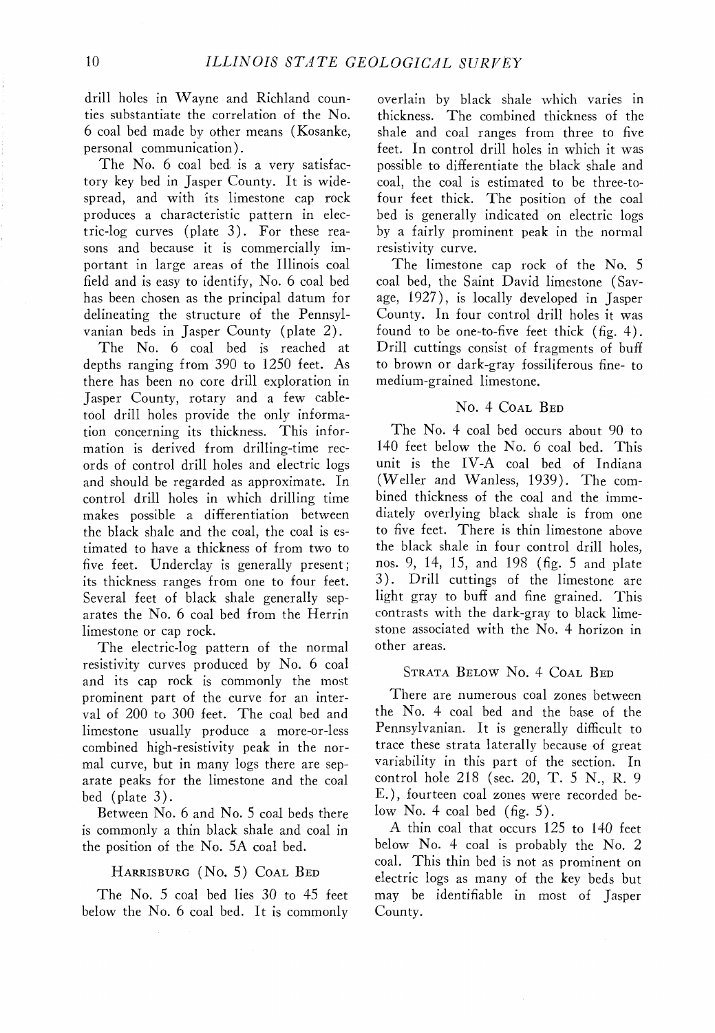drill holes in Wayne and Richland counties substantiate the correlation of the No. 6 coal bed made by other means (Kosanke, personal communication).

The No. 6 coal bed is a very satisfactory key bed in Jasper County. It is widespread, and with its limestone cap rock produces a characteristic pattern in electric-log curves (plate 3). For these reasons and because it is commercially important in large areas of the Illinois coal field and is easy to identify, No. 6 coal bed has been chosen as the principal datum for delineating the structure of the Pennsylvanian beds in Jasper County (plate 2).

The No. 6 coal bed is reached at depths ranging from 390 to 1250 feet. As there has been no core drill exploration in Jasper County, rotary and a few cable-tool drill holes provide the only information concerning its thickness. This information is derived from drilling-time records of control drill holes and electric logs and should be regarded as approximate. In control drill holes in which drilling time makes possible a differentiation between the black shale and the coal, the coal is estimated to have a thickness of from two to five feet. Underclay is generally present; its thickness ranges from one to four feet. Several feet of black shale generally separates the No. 6 coal bed from the Herrin limestone or cap rock.

The electric-log pattern of the normal resistivity curves produced by No. 6 coal and its cap rock is commonly the most prominent part of the curve for an interval of 200 to 300 feet. The coal bed and limestone usually produce a more-or-less combined high-resistivity peak in the normal curve, but in many logs there are separate peaks for the limestone and the coal bed (plate 3).

Between No. 6 and No. 5 coal beds there is commonly a thin black shale and coal in the position of the No. 5A coal bed.

### Harrisburg (No. 5) Coal Bed

The No. 5 coal bed lies 30 to 45 feet below the No. 6 coal bed. It is commonly overlain by black shale which varies in thickness. The combined thickness of the shale and coal ranges from three to five feet. In control drill holes in which it was possible to differentiate the black shale and coal, the coal is estimated to be three-to-four feet thick. The position of the coal bed is generally indicated on electric logs by a fairly prominent peak in the normal resistivity curve.

The limestone cap rock of the No. 5 coal bed, the Saint David limestone (Savage, 1927), is locally developed in Jasper County. In four control drill holes it was found to be one-to-five feet thick (fig. 4). Drill cuttings consist of fragments of buff to brown or dark-gray fossiliferous fine- to medium-grained limestone.

### No. 4 Coal Bed

The No. 4 coal bed occurs about 90 to 140 feet below the No. 6 coal bed. This unit is the IV-A coal bed of Indiana (Weller and Wanless, 1939). The combined thickness of the coal and the immediately overlying black shale is from one to five feet. There is thin limestone above the black shale in four control drill holes, nos. 9, 14, 15, and 198 (fig. 5 and plate 3). Drill cuttings of the limestone are light gray to buff and fine grained. This contrasts with the dark-gray to black limestone associated with the No. 4 horizon in other areas.

### Strata Below No. 4 Coal Bed

There are numerous coal zones between the No. 4 coal bed and the base of the Pennsylvanian. It is generally difficult to trace these strata laterally because of great variability in this part of the section. In control hole 218 (sec. 20, T. 5 N., R. 9 E.), fourteen coal zones were recorded below No. 4 coal bed (fig. 5).

A thin coal that occurs 125 to 140 feet below No. 4 coal is probably the No. 2 coal. This thin bed is not as prominent on electric logs as many of the key beds but may be identifiable in most of Jasper County.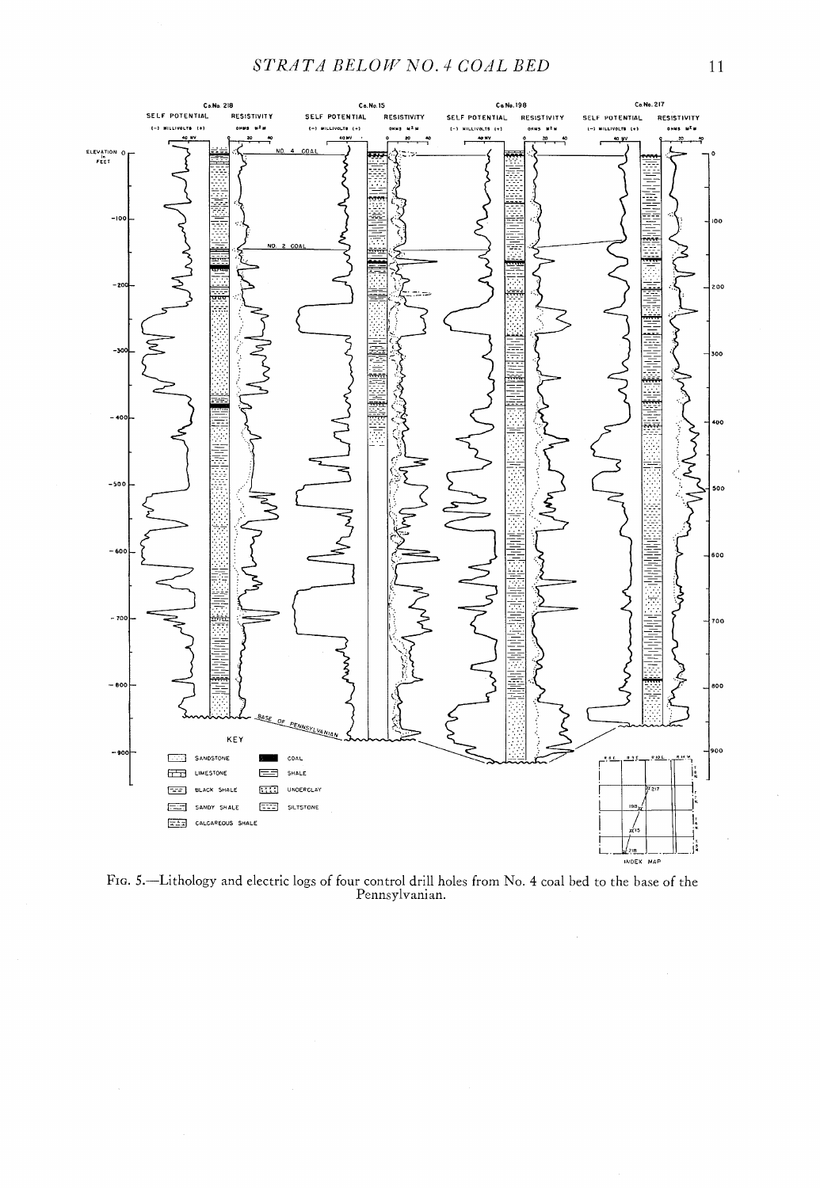Fig. 5.—Lithology and electric logs of four control drill holes from No. 4 coal bed to the base of the Pennsylvanian.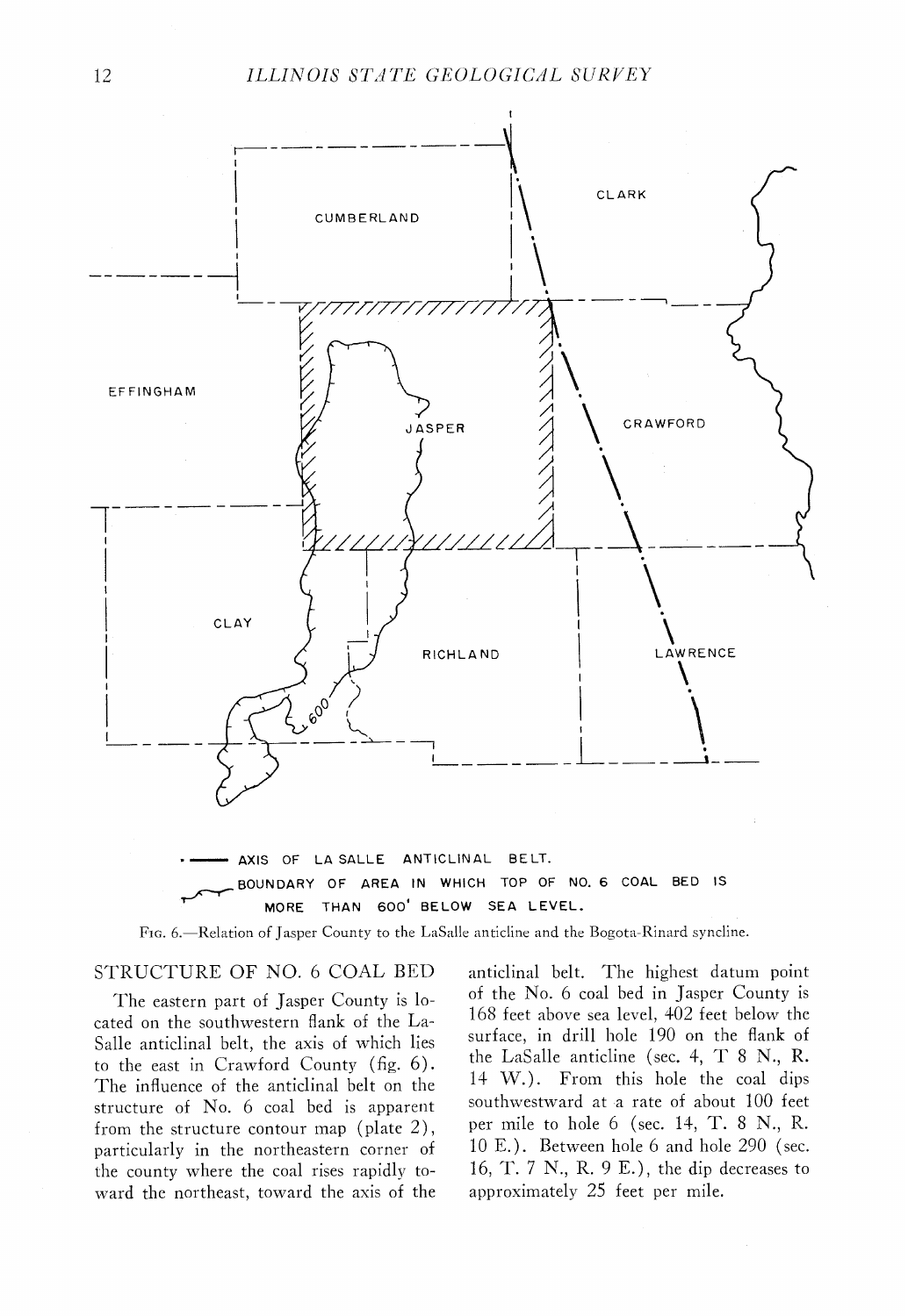Fig. 6.—Relation of Jasper County to the LaSalle anticline and the Bogota-Rinard syncline.

## STRUCTURE OF NO. 6 COAL BED

The eastern part of Jasper County is located on the southwestern flank of the LaSalle anticlinal belt, the axis of which lies to the east in Crawford County (fig. 6). The influence of the anticlinal belt on the structure of No. 6 coal bed is apparent from the structure contour map (plate 2), particularly in the northeastern corner of the county where the coal rises rapidly toward the northeast, toward the axis of the anticlinal belt. The highest datum point of the No. 6 coal bed in Jasper County is 168 feet above sea level, 402 feet below the surface, in drill hole 190 on the flank of the LaSalle anticline (sec. 4, T 8 N., R. 14 W.). From this hole the coal dips southwestward at a rate of about 100 feet per mile to hole 6 (sec. 14, T. 8 N., R. 10 E.). Between hole 6 and hole 290 (sec. 16, T. 7 N., R. 9 E.), the dip decreases to approximately 25 feet per mile.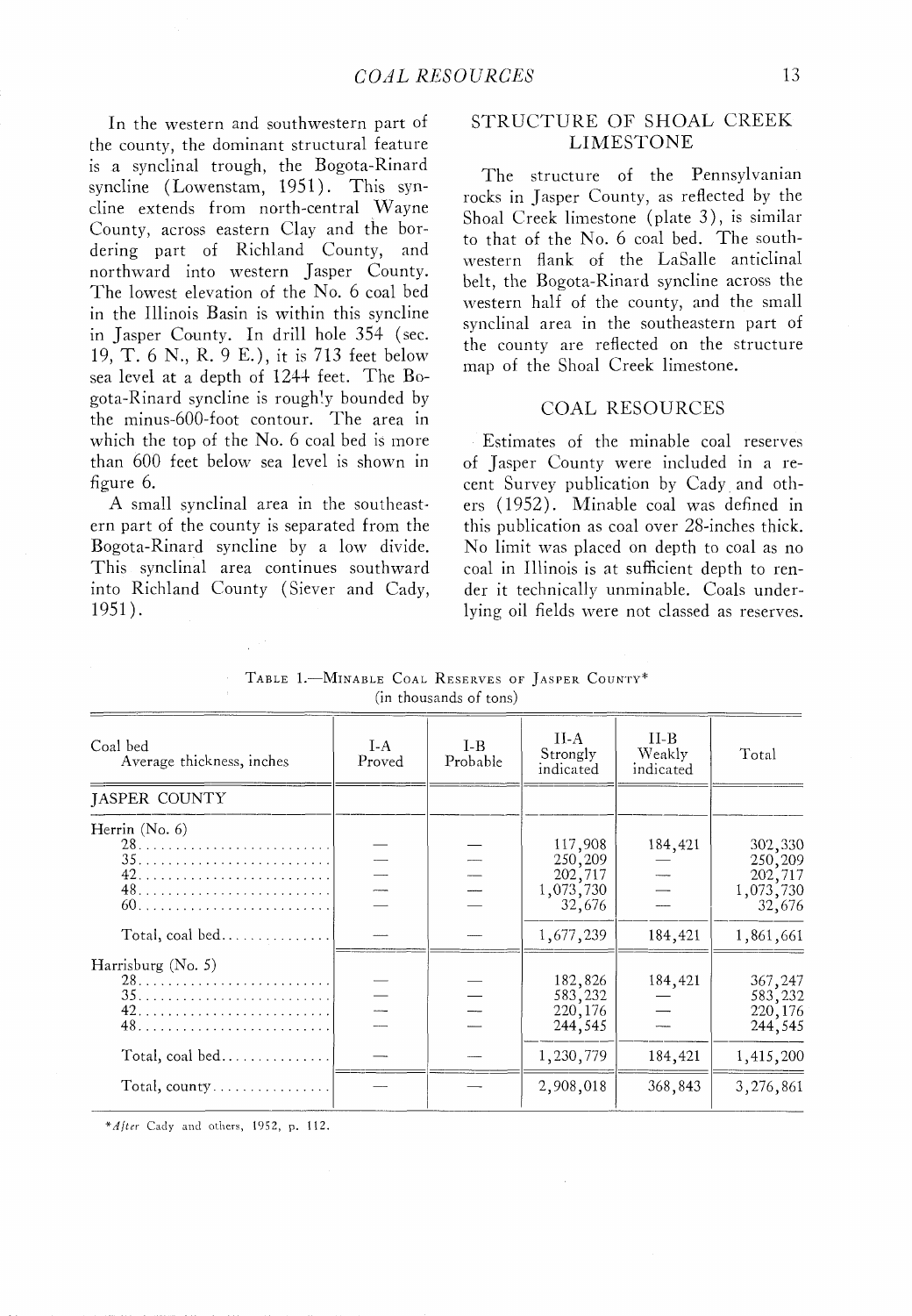In the western and southwestern part of the county, the dominant structural feature is a synclinal trough, the Bogota-Rinard syncline (Lowenstam, 1951). This syncline extends from north-central Wayne County, across eastern Clay and the bordering part of Richland County, and northward into western Jasper County. The lowest elevation of the No. 6 coal bed in the Illinois Basin is within this syncline in Jasper County. In drill hole 354 (sec. 19, T. 6 N., R. 9 E.), it is 713 feet below sea level at a depth of 1244 feet. The Bogota-Rinard syncline is roughly bounded by the minus-600-foot contour. The area in which the top of the No. 6 coal bed is more than 600 feet below sea level is shown in figure 6.

A small synclinal area in the southeastern part of the county is separated from the Bogota-Rinard syncline by a low divide. This synclinal area continues southward into Richland County (Siever and Cady, 1951).

## STRUCTURE OF SHOAL CREEK LIMESTONE

The structure of the Pennsylvanian rocks in Jasper County, as reflected by the Shoal Creek limestone (plate 3), is similar to that of the No. 6 coal bed. The southwestern flank of the LaSalle anticlinal belt, the Bogota-Rinard syncline across the western half of the county, and the small synclinal area in the southeastern part of the county are reflected on the structure map of the Shoal Creek limestone.

## COAL RESOURCES

Estimates of the minable coal reserves of Jasper County were included in a recent Survey publication by Cady and others (1952). Minable coal was defined in this publication as coal over 28-inches thick. No limit was placed on depth to coal as no coal in Illinois is at sufficient depth to render it technically unminable. Coals underlying oil fields were not classed as reserves.

TABLE 1.—MINABLE COAL RESERVES OF JASPER COUNTY*
(in thousands of tons)

| Coal bed<br>Average thickness, inches | I-A<br>Proved | I-B<br>Probable | II-A<br>Strongly indicated | II-B<br>Weakly indicated | Total |
|---|---|---|---|---|---|
| JASPER COUNTY | | | | | |
| Herrin (No. 6) | | | | | |
| 28 | — | — | 117,908 | 184,421 | 302,330 |
| 35 | — | — | 250,209 | — | 250,209 |
| 42 | — | — | 202,717 | — | 202,717 |
| 48 | — | — | 1,073,730 | — | 1,073,730 |
| 60 | — | — | 32,676 | — | 32,676 |
| Total, coal bed | — | — | 1,677,239 | 184,421 | 1,861,661 |
| Harrisburg (No. 5) | | | | | |
| 28 | — | — | 182,826 | 184,421 | 367,247 |
| 35 | — | — | 583,232 | — | 583,232 |
| 42 | — | — | 220,176 | — | 220,176 |
| 48 | — | — | 244,545 | — | 244,545 |
| Total, coal bed | — | — | 1,230,779 | 184,421 | 1,415,200 |
| Total, county | — | — | 2,908,018 | 368,843 | 3,276,861 |

**After* Cady and others, 1952, p. 112.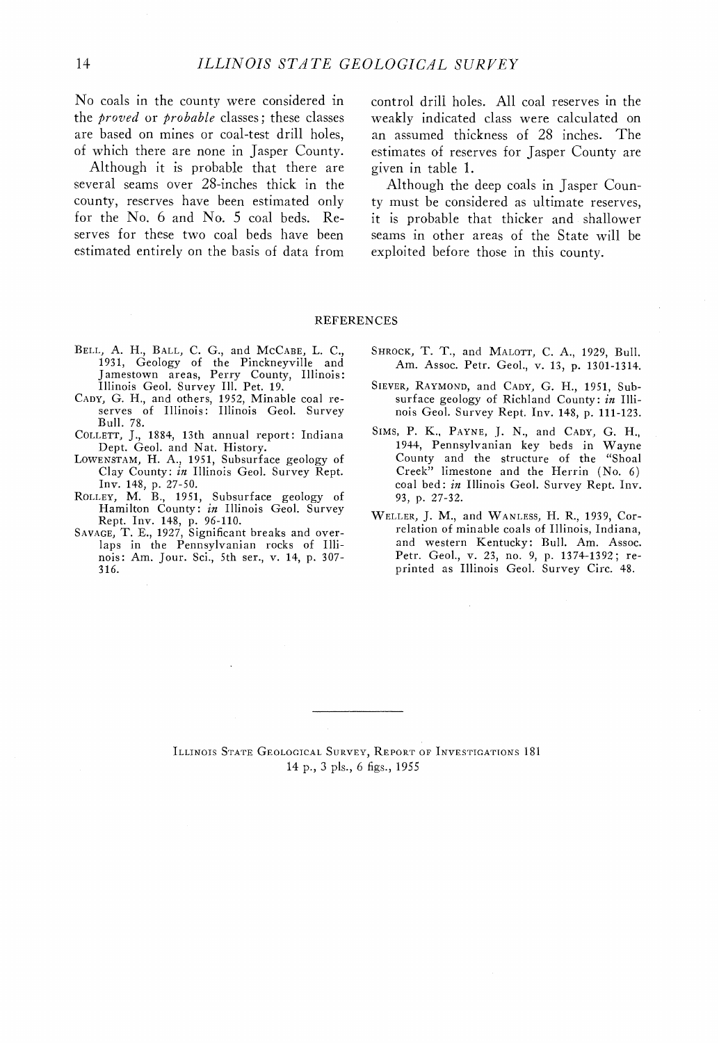No coals in the county were considered in the *proved* or *probable* classes; these classes are based on mines or coal-test drill holes, of which there are none in Jasper County.

Although it is probable that there are several seams over 28-inches thick in the county, reserves have been estimated only for the No. 6 and No. 5 coal beds. Reserves for these two coal beds have been estimated entirely on the basis of data from control drill holes. All coal reserves in the weakly indicated class were calculated on an assumed thickness of 28 inches. The estimates of reserves for Jasper County are given in table 1.

Although the deep coals in Jasper County must be considered as ultimate reserves, it is probable that thicker and shallower seams in other areas of the State will be exploited before those in this county.

## REFERENCES

BELL, A. H., BALL, C. G., and MCCABE, L. C., 1931, Geology of the Pinckneyville and Jamestown areas, Perry County, Illinois: Illinois Geol. Survey Ill. Pet. 19.

CADY, G. H., and others, 1952, Minable coal reserves of Illinois: Illinois Geol. Survey Bull. 78.

COLLETT, J., 1884, 13th annual report: Indiana Dept. Geol. and Nat. History.

LOWENSTAM, H. A., 1951, Subsurface geology of Clay County: *in* Illinois Geol. Survey Rept. Inv. 148, p. 27-50.

ROLLEY, M. B., 1951, Subsurface geology of Hamilton County: *in* Illinois Geol. Survey Rept. Inv. 148, p. 96-110.

SAVAGE, T. E., 1927, Significant breaks and overlaps in the Pennsylvanian rocks of Illinois: Am. Jour. Sci., 5th ser., v. 14, p. 307-316.

SHROCK, T. T., and MALOTT, C. A., 1929, Bull. Am. Assoc. Petr. Geol., v. 13, p. 1301-1314.

SIEVER, RAYMOND, and CADY, G. H., 1951, Subsurface geology of Richland County: *in* Illinois Geol. Survey Rept. Inv. 148, p. 111-123.

SIMS, P. K., PAYNE, J. N., and CADY, G. H., 1944, Pennsylvanian key beds in Wayne County and the structure of the "Shoal Creek" limestone and the Herrin (No. 6) coal bed: *in* Illinois Geol. Survey Rept. Inv. 93, p. 27-32.

WELLER, J. M., and WANLESS, H. R., 1939, Correlation of minable coals of Illinois, Indiana, and western Kentucky: Bull. Am. Assoc. Petr. Geol., v. 23, no. 9, p. 1374-1392; reprinted as Illinois Geol. Survey Circ. 48.

---

ILLINOIS STATE GEOLOGICAL SURVEY, REPORT OF INVESTIGATIONS 181
14 p., 3 pls., 6 figs., 1955